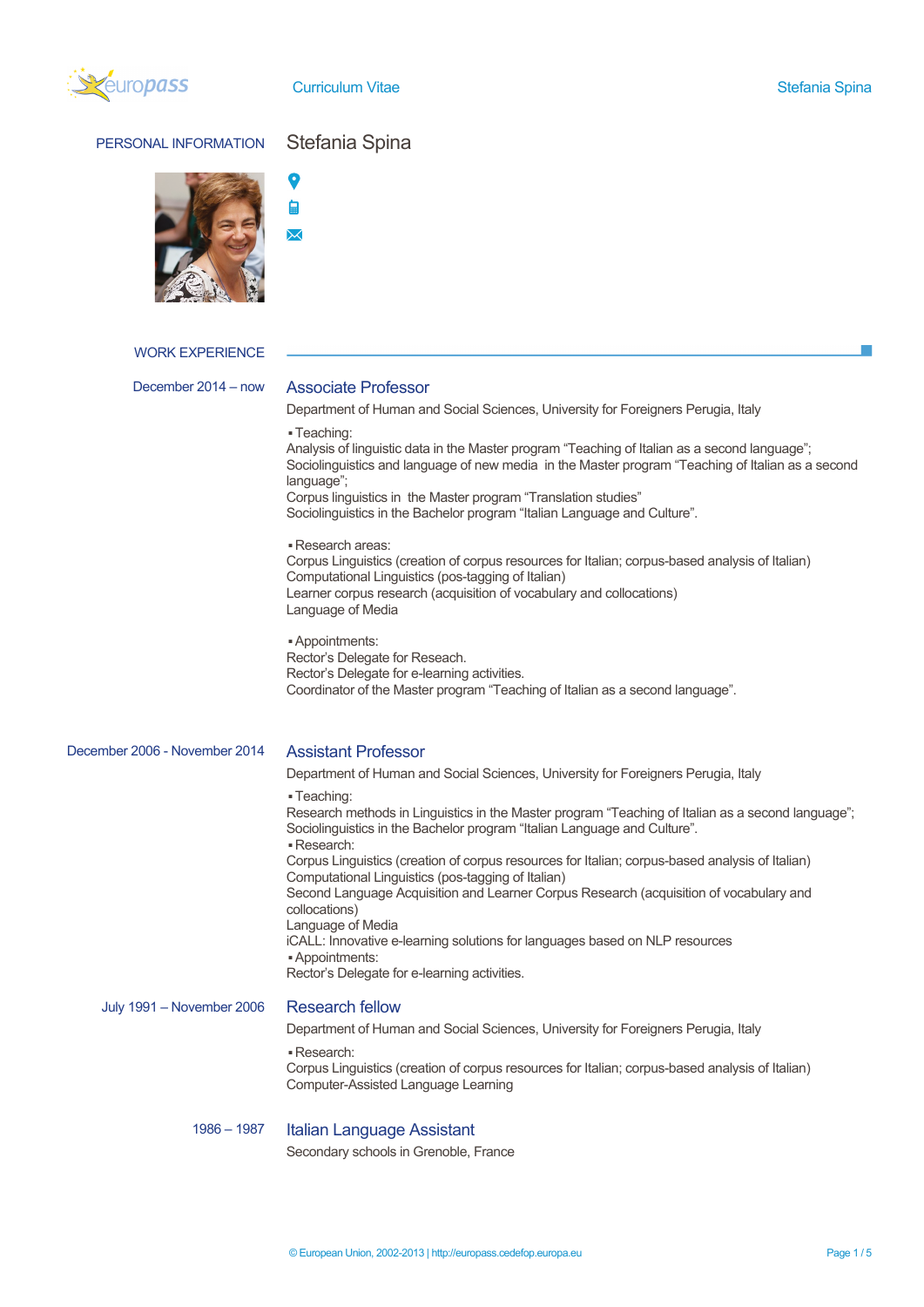# Curriculum Vitae

## PERSONAL INFORMATION

Stefania Spina

## WORK EXPERIENCE

**December 2014 – now**

### Associate Professor

Department of Human and Social Sciences, University for Foreigners Perugia, Italy

▪ Teaching:
Analysis of linguistic data in the Master program "Teaching of Italian as a second language";
Sociolinguistics and language of new media in the Master program "Teaching of Italian as a second language";
Corpus linguistics in the Master program "Translation studies"
Sociolinguistics in the Bachelor program "Italian Language and Culture".

▪ Research areas:
Corpus Linguistics (creation of corpus resources for Italian; corpus-based analysis of Italian)
Computational Linguistics (pos-tagging of Italian)
Learner corpus research (acquisition of vocabulary and collocations)
Language of Media

▪ Appointments:
Rector's Delegate for Reseach.
Rector's Delegate for e-learning activities.
Coordinator of the Master program "Teaching of Italian as a second language".

**December 2006 - November 2014**

### Assistant Professor

Department of Human and Social Sciences, University for Foreigners Perugia, Italy

▪ Teaching:
Research methods in Linguistics in the Master program "Teaching of Italian as a second language";
Sociolinguistics in the Bachelor program "Italian Language and Culture".
▪ Research:
Corpus Linguistics (creation of corpus resources for Italian; corpus-based analysis of Italian)
Computational Linguistics (pos-tagging of Italian)
Second Language Acquisition and Learner Corpus Research (acquisition of vocabulary and collocations)
Language of Media
iCALL: Innovative e-learning solutions for languages based on NLP resources
▪ Appointments:
Rector's Delegate for e-learning activities.

**July 1991 – November 2006**

### Research fellow

Department of Human and Social Sciences, University for Foreigners Perugia, Italy

▪ Research:
Corpus Linguistics (creation of corpus resources for Italian; corpus-based analysis of Italian)
Computer-Assisted Language Learning

**1986 – 1987**

### Italian Language Assistant

Secondary schools in Grenoble, France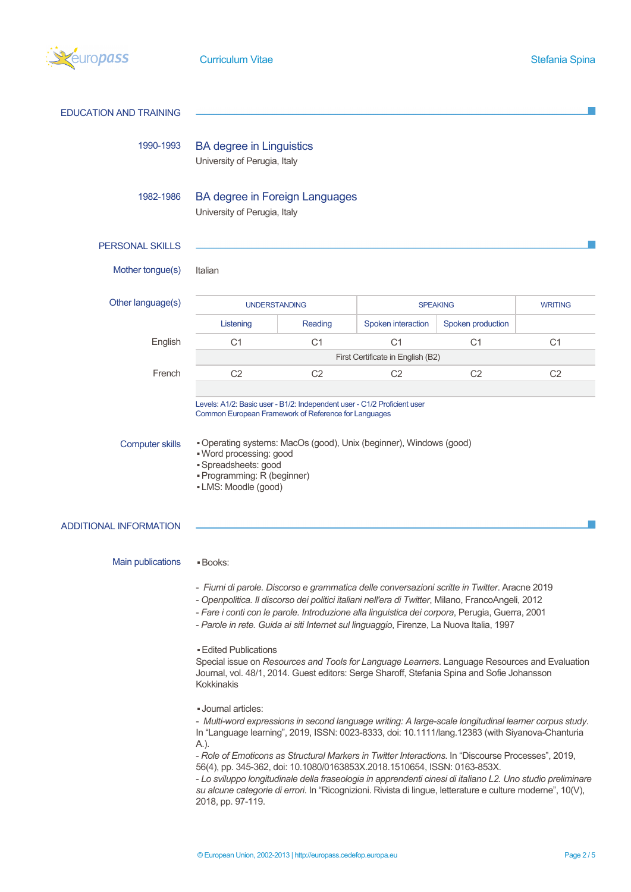## EDUCATION AND TRAINING

1990-1993

### BA degree in Linguistics

University of Perugia, Italy

1982-1986

### BA degree in Foreign Languages

University of Perugia, Italy

## PERSONAL SKILLS

**Mother tongue(s)**

Italian

**Other language(s)**

| | UNDERSTANDING | | SPEAKING | | WRITING |
|---|---|---|---|---|---|
| | Listening | Reading | Spoken interaction | Spoken production | |
| English | C1 | C1 | C1 | C1 | C1 |
| | First Certificate in English (B2) | | | | |
| French | C2 | C2 | C2 | C2 | C2 |

Levels: A1/2: Basic user - B1/2: Independent user - C1/2 Proficient user
Common European Framework of Reference for Languages

**Computer skills**

- Operating systems: MacOs (good), Unix (beginner), Windows (good)
- Word processing: good
- Spreadsheets: good
- Programming: R (beginner)
- LMS: Moodle (good)

## ADDITIONAL INFORMATION

**Main publications**

- Books:

- *Fiumi di parole. Discorso e grammatica delle conversazioni scritte in Twitter*. Aracne 2019
- *Openpolitica. Il discorso dei politici italiani nell'era di Twitter*, Milano, FrancoAngeli, 2012
- *Fare i conti con le parole. Introduzione alla linguistica dei corpora*, Perugia, Guerra, 2001
- *Parole in rete. Guida ai siti Internet sul linguaggio*, Firenze, La Nuova Italia, 1997

- Edited Publications

Special issue on *Resources and Tools for Language Learners*. Language Resources and Evaluation Journal, vol. 48/1, 2014. Guest editors: Serge Sharoff, Stefania Spina and Sofie Johansson Kokkinakis

- Journal articles:

- *Multi-word expressions in second language writing: A large-scale longitudinal learner corpus study*. In "Language learning", 2019, ISSN: 0023-8333, doi: 10.1111/lang.12383 (with Siyanova-Chanturia A.).
- *Role of Emoticons as Structural Markers in Twitter Interactions.* In "Discourse Processes", 2019, 56(4), pp. 345-362, doi: 10.1080/0163853X.2018.1510654, ISSN: 0163-853X.
- *Lo sviluppo longitudinale della fraseologia in apprendenti cinesi di italiano L2. Uno studio preliminare su alcune categorie di errori*. In "Ricognizioni. Rivista di lingue, letterature e culture moderne", 10(V), 2018, pp. 97-119.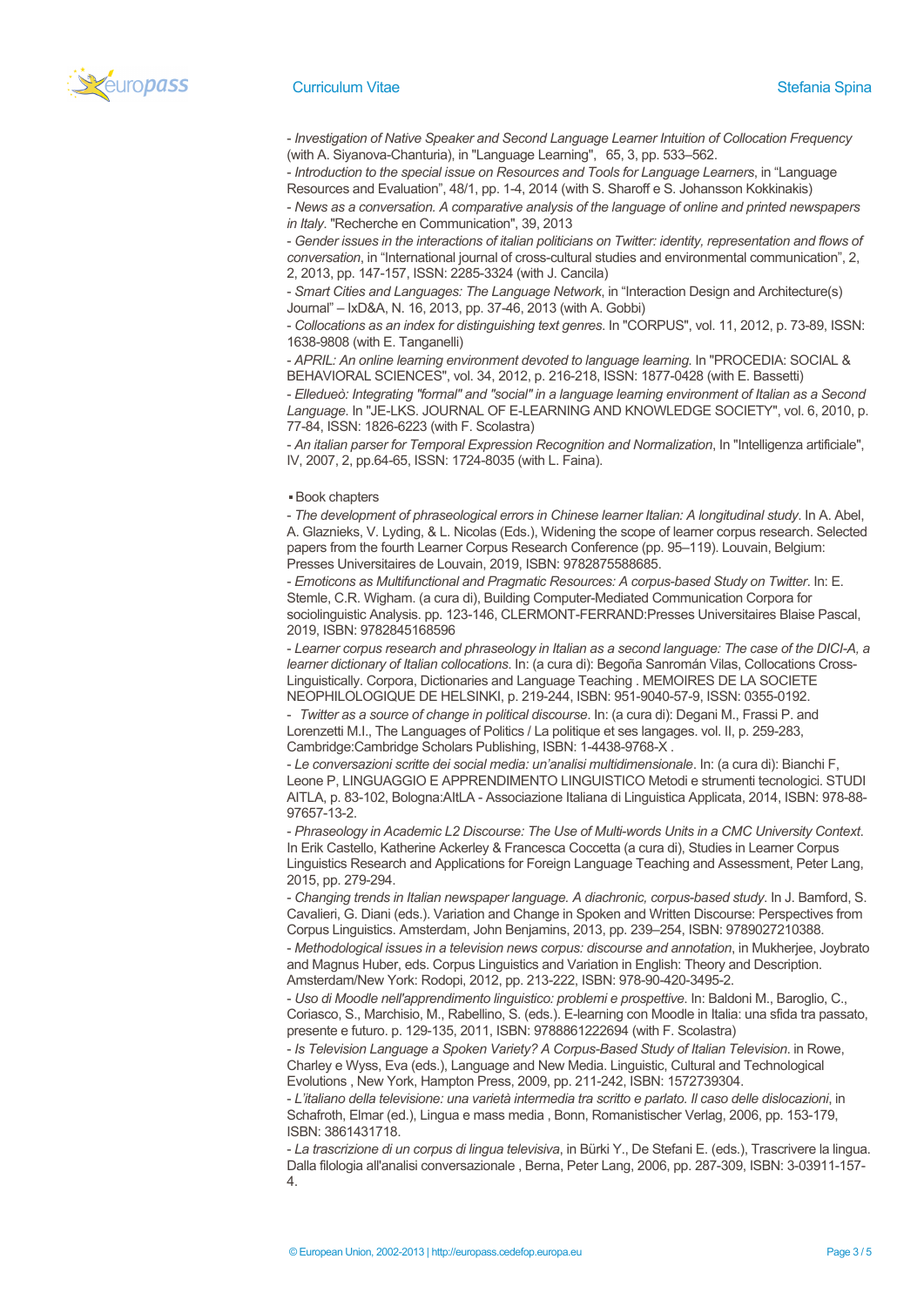- *Investigation of Native Speaker and Second Language Learner Intuition of Collocation Frequency* (with A. Siyanova-Chanturia), in "Language Learning", 65, 3, pp. 533–562.

- *Introduction to the special issue on Resources and Tools for Language Learners*, in "Language Resources and Evaluation", 48/1, pp. 1-4, 2014 (with S. Sharoff e S. Johansson Kokkinakis)

- *News as a conversation. A comparative analysis of the language of online and printed newspapers in Italy*. "Recherche en Communication", 39, 2013

- *Gender issues in the interactions of italian politicians on Twitter: identity, representation and flows of conversation*, in "International journal of cross-cultural studies and environmental communication", 2, 2, 2013, pp. 147-157, ISSN: 2285-3324 (with J. Cancila)

- *Smart Cities and Languages: The Language Network*, in "Interaction Design and Architecture(s) Journal" – IxD&A, N. 16, 2013, pp. 37-46, 2013 (with A. Gobbi)

- *Collocations as an index for distinguishing text genres.* In "CORPUS", vol. 11, 2012, p. 73-89, ISSN: 1638-9808 (with E. Tanganelli)

- *APRIL: An online learning environment devoted to language learning.* In "PROCEDIA: SOCIAL & BEHAVIORAL SCIENCES", vol. 34, 2012, p. 216-218, ISSN: 1877-0428 (with E. Bassetti)

- *Elledueò: Integrating "formal" and "social" in a language learning environment of Italian as a Second Language.* In "JE-LKS. JOURNAL OF E-LEARNING AND KNOWLEDGE SOCIETY", vol. 6, 2010, p. 77-84, ISSN: 1826-6223 (with F. Scolastra)

- *An italian parser for Temporal Expression Recognition and Normalization*, In "Intelligenza artificiale", IV, 2007, 2, pp.64-65, ISSN: 1724-8035 (with L. Faina).

▪ Book chapters

- *The development of phraseological errors in Chinese learner Italian: A longitudinal study*. In A. Abel, A. Glaznieks, V. Lyding, & L. Nicolas (Eds.), Widening the scope of learner corpus research. Selected papers from the fourth Learner Corpus Research Conference (pp. 95–119). Louvain, Belgium: Presses Universitaires de Louvain, 2019, ISBN: 9782875588685.

- *Emoticons as Multifunctional and Pragmatic Resources: A corpus-based Study on Twitter*. In: E. Stemle, C.R. Wigham. (a cura di), Building Computer-Mediated Communication Corpora for sociolinguistic Analysis. pp. 123-146, CLERMONT-FERRAND:Presses Universitaires Blaise Pascal, 2019, ISBN: 9782845168596

- *Learner corpus research and phraseology in Italian as a second language: The case of the DICI-A, a learner dictionary of Italian collocations*. In: (a cura di): Begoña Sanromán Vilas, Collocations Cross-Linguistically. Corpora, Dictionaries and Language Teaching . MEMOIRES DE LA SOCIETE NEOPHILOLOGIQUE DE HELSINKI, p. 219-244, ISBN: 951-9040-57-9, ISSN: 0355-0192.

- *Twitter as a source of change in political discourse*. In: (a cura di): Degani M., Frassi P. and Lorenzetti M.I., The Languages of Politics / La politique et ses langages. vol. II, p. 259-283, Cambridge:Cambridge Scholars Publishing, ISBN: 1-4438-9768-X .

- *Le conversazioni scritte dei social media: un'analisi multidimensionale*. In: (a cura di): Bianchi F, Leone P, LINGUAGGIO E APPRENDIMENTO LINGUISTICO Metodi e strumenti tecnologici. STUDI AITLA, p. 83-102, Bologna:AItLA - Associazione Italiana di Linguistica Applicata, 2014, ISBN: 978-88-97657-13-2.

- *Phraseology in Academic L2 Discourse: The Use of Multi-words Units in a CMC University Context*. In Erik Castello, Katherine Ackerley & Francesca Coccetta (a cura di), Studies in Learner Corpus Linguistics Research and Applications for Foreign Language Teaching and Assessment, Peter Lang, 2015, pp. 279-294.

- *Changing trends in Italian newspaper language. A diachronic, corpus-based study*. In J. Bamford, S. Cavalieri, G. Diani (eds.). Variation and Change in Spoken and Written Discourse: Perspectives from Corpus Linguistics. Amsterdam, John Benjamins, 2013, pp. 239–254, ISBN: 9789027210388.

- *Methodological issues in a television news corpus: discourse and annotation*, in Mukherjee, Joybrato and Magnus Huber, eds. Corpus Linguistics and Variation in English: Theory and Description. Amsterdam/New York: Rodopi, 2012, pp. 213-222, ISBN: 978-90-420-3495-2.

- *Uso di Moodle nell'apprendimento linguistico: problemi e prospettive*. In: Baldoni M., Baroglio, C., Coriasco, S., Marchisio, M., Rabellino, S. (eds.). E-learning con Moodle in Italia: una sfida tra passato, presente e futuro. p. 129-135, 2011, ISBN: 9788861222694 (with F. Scolastra)

- *Is Television Language a Spoken Variety? A Corpus-Based Study of Italian Television*. in Rowe, Charley e Wyss, Eva (eds.), Language and New Media. Linguistic, Cultural and Technological Evolutions , New York, Hampton Press, 2009, pp. 211-242, ISBN: 1572739304.

- *L'italiano della televisione: una varietà intermedia tra scritto e parlato. Il caso delle dislocazioni*, in Schafroth, Elmar (ed.), Lingua e mass media , Bonn, Romanistischer Verlag, 2006, pp. 153-179, ISBN: 3861431718.

- *La trascrizione di un corpus di lingua televisiva*, in Bürki Y., De Stefani E. (eds.), Trascrivere la lingua. Dalla filologia all'analisi conversazionale , Berna, Peter Lang, 2006, pp. 287-309, ISBN: 3-03911-157-4.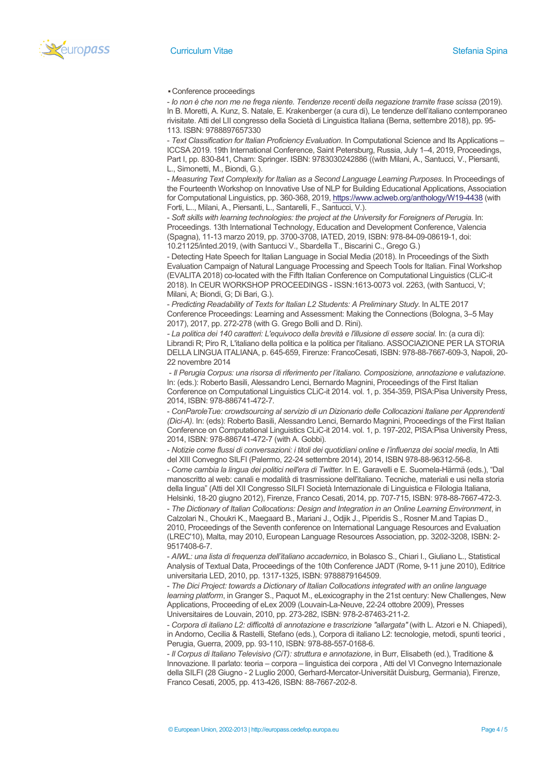▪ Conference proceedings

- *Io non è che non me ne frega niente. Tendenze recenti della negazione tramite frase scissa* (2019). In B. Moretti, A. Kunz, S. Natale, E. Krakenberger (a cura di), Le tendenze dell'italiano contemporaneo rivisitate. Atti del LII congresso della Società di Linguistica Italiana (Berna, settembre 2018), pp. 95-113. ISBN: 9788897657330

- *Text Classification for Italian Proficiency Evaluation.* In Computational Science and Its Applications – ICCSA 2019. 19th International Conference, Saint Petersburg, Russia, July 1–4, 2019, Proceedings, Part I, pp. 830-841, Cham: Springer. ISBN: 9783030242886 ((with Milani, A., Santucci, V., Piersanti, L., Simonetti, M., Biondi, G.).

- *Measuring Text Complexity for Italian as a Second Language Learning Purposes.* In Proceedings of the Fourteenth Workshop on Innovative Use of NLP for Building Educational Applications, Association for Computational Linguistics, pp. 360-368, 2019, https://www.aclweb.org/anthology/W19-4438 (with Forti, L.., Milani, A., Piersanti, L., Santarelli, F., Santucci, V.).

- *Soft skills with learning technologies: the project at the University for Foreigners of Perugia.* In: Proceedings. 13th International Technology, Education and Development Conference, Valencia (Spagna), 11-13 marzo 2019, pp. 3700-3708, IATED, 2019, ISBN: 978-84-09-08619-1, doi: 10.21125/inted.2019, (with Santucci V., Sbardella T., Biscarini C., Grego G.)

- Detecting Hate Speech for Italian Language in Social Media (2018). In Proceedings of the Sixth Evaluation Campaign of Natural Language Processing and Speech Tools for Italian. Final Workshop (EVALITA 2018) co-located with the Fifth Italian Conference on Computational Linguistics (CLiC-it 2018). In CEUR WORKSHOP PROCEEDINGS - ISSN:1613-0073 vol. 2263, (with Santucci, V; Milani, A; Biondi, G; Di Bari, G.).

- *Predicting Readability of Texts for Italian L2 Students: A Preliminary Study.* In ALTE 2017 Conference Proceedings: Learning and Assessment: Making the Connections (Bologna, 3–5 May 2017), 2017, pp. 272-278 (with G. Grego Bolli and D. Rini).

- *La politica dei 140 caratteri: L'equivoco della brevità e l'illusione di essere social.* In: (a cura di): Librandi R; Piro R, L'italiano della politica e la politica per l'italiano. ASSOCIAZIONE PER LA STORIA DELLA LINGUA ITALIANA, p. 645-659, Firenze: FrancoCesati, ISBN: 978-88-7667-609-3, Napoli, 20-22 novembre 2014

- *Il Perugia Corpus: una risorsa di riferimento per l'italiano. Composizione, annotazione e valutazione*. In: (eds.): Roberto Basili, Alessandro Lenci, Bernardo Magnini, Proceedings of the First Italian Conference on Computational Linguistics CLiC-it 2014. vol. 1, p. 354-359, PISA:Pisa University Press, 2014, ISBN: 978-886741-472-7.

- *ConParoleTue: crowdsourcing al servizio di un Dizionario delle Collocazioni Italiane per Apprendenti (Dici-A).* In: (eds): Roberto Basili, Alessandro Lenci, Bernardo Magnini, Proceedings of the First Italian Conference on Computational Linguistics CLiC-it 2014. vol. 1, p. 197-202, PISA:Pisa University Press, 2014, ISBN: 978-886741-472-7 (with A. Gobbi).

- *Notizie come flussi di conversazioni: i titoli dei quotidiani online e l'influenza dei social media*, In Atti del XIII Convegno SILFI (Palermo, 22-24 settembre 2014), 2014, ISBN 978-88-96312-56-8.

- *Come cambia la lingua dei politici nell'era di Twitter.* In E. Garavelli e E. Suomela-Härmä (eds.), "Dal manoscritto al web: canali e modalità di trasmissione dell'italiano. Tecniche, materiali e usi nella storia della lingua" (Atti del XII Congresso SILFI Società Internazionale di Linguistica e Filologia Italiana, Helsinki, 18-20 giugno 2012), Firenze, Franco Cesati, 2014, pp. 707-715, ISBN: 978-88-7667-472-3.

- *The Dictionary of Italian Collocations: Design and Integration in an Online Learning Environment*, in Calzolari N., Choukri K., Maegaard B., Mariani J., Odjik J., Piperidis S., Rosner M.and Tapias D., 2010, Proceedings of the Seventh conference on International Language Resources and Evaluation (LREC'10), Malta, may 2010, European Language Resources Association, pp. 3202-3208, ISBN: 2-9517408-6-7.

- *AIWL: una lista di frequenza dell'italiano accademico*, in Bolasco S., Chiari I., Giuliano L., Statistical Analysis of Textual Data, Proceedings of the 10th Conference JADT (Rome, 9-11 june 2010), Editrice universitaria LED, 2010, pp. 1317-1325, ISBN: 9788879164509.

- *The Dici Project: towards a Dictionary of Italian Collocations integrated with an online language learning platform*, in Granger S., Paquot M., eLexicography in the 21st century: New Challenges, New Applications, Proceeding of eLex 2009 (Louvain-La-Neuve, 22-24 ottobre 2009), Presses Universitaires de Louvain, 2010, pp. 273-282, ISBN: 978-2-87463-211-2.

- *Corpora di italiano L2: difficoltà di annotazione e trascrizione "allargata"* (with L. Atzori e N. Chiapedi), in Andorno, Cecilia & Rastelli, Stefano (eds.), Corpora di italiano L2: tecnologie, metodi, spunti teorici , Perugia, Guerra, 2009, pp. 93-110, ISBN: 978-88-557-0168-6.

- *Il Corpus di Italiano Televisivo (CiT): struttura e annotazione*, in Burr, Elisabeth (ed.), Traditione & Innovazione. Il parlato: teoria – corpora – linguistica dei corpora , Atti del VI Convegno Internazionale della SILFI (28 Giugno - 2 Luglio 2000, Gerhard-Mercator-Universität Duisburg, Germania), Firenze, Franco Cesati, 2005, pp. 413-426, ISBN: 88-7667-202-8.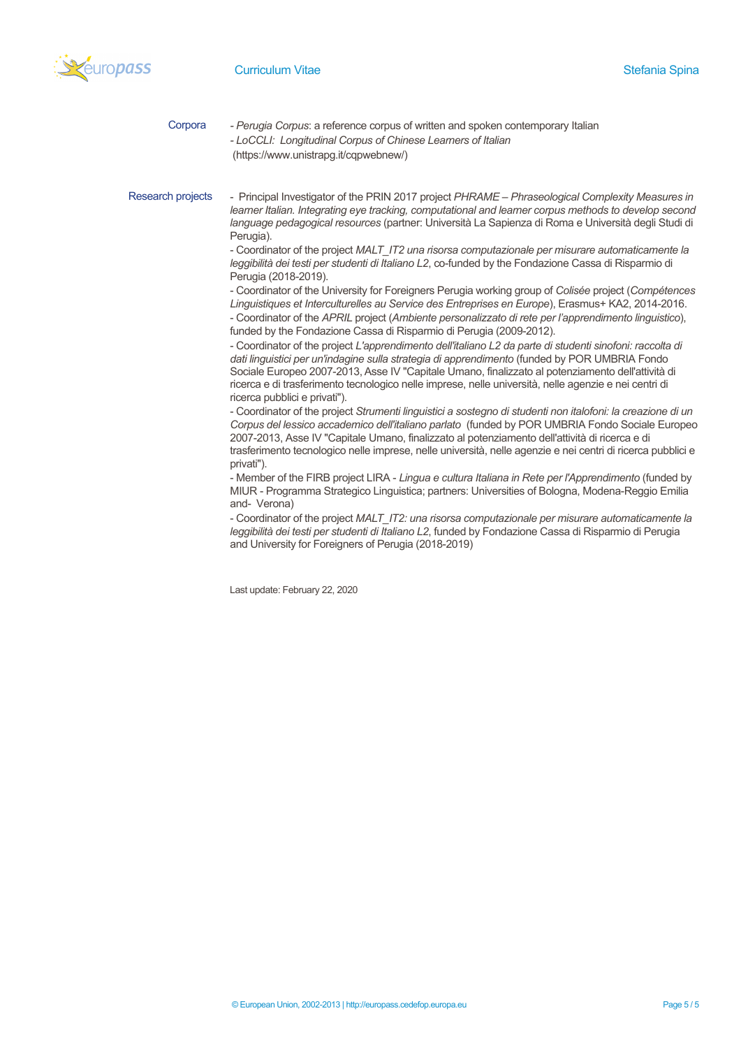**Corpora**

- *Perugia Corpus*: a reference corpus of written and spoken contemporary Italian
- *LoCCLI: Longitudinal Corpus of Chinese Learners of Italian*
(https://www.unistrapg.it/cqpwebnew/)

**Research projects**

- Principal Investigator of the PRIN 2017 project *PHRAME – Phraseological Complexity Measures in learner Italian. Integrating eye tracking, computational and learner corpus methods to develop second language pedagogical resources* (partner: Università La Sapienza di Roma e Università degli Studi di Perugia).
- Coordinator of the project *MALT_IT2 una risorsa computazionale per misurare automaticamente la leggibilità dei testi per studenti di Italiano L2*, co-funded by the Fondazione Cassa di Risparmio di Perugia (2018-2019).
- Coordinator of the University for Foreigners Perugia working group of *Colisée* project (*Compétences Linguistiques et Interculturelles au Service des Entreprises en Europe*), Erasmus+ KA2, 2014-2016.
- Coordinator of the *APRIL* project (*Ambiente personalizzato di rete per l'apprendimento linguistico*), funded by the Fondazione Cassa di Risparmio di Perugia (2009-2012).
- Coordinator of the project *L'apprendimento dell'italiano L2 da parte di studenti sinofoni: raccolta di dati linguistici per un'indagine sulla strategia di apprendimento* (funded by POR UMBRIA Fondo Sociale Europeo 2007-2013, Asse IV "Capitale Umano, finalizzato al potenziamento dell'attività di ricerca e di trasferimento tecnologico nelle imprese, nelle università, nelle agenzie e nei centri di ricerca pubblici e privati").
- Coordinator of the project *Strumenti linguistici a sostegno di studenti non italofoni: la creazione di un Corpus del lessico accademico dell'italiano parlato* (funded by POR UMBRIA Fondo Sociale Europeo 2007-2013, Asse IV "Capitale Umano, finalizzato al potenziamento dell'attività di ricerca e di trasferimento tecnologico nelle imprese, nelle università, nelle agenzie e nei centri di ricerca pubblici e privati").
- Member of the FIRB project LIRA - *Lingua e cultura Italiana in Rete per l'Apprendimento* (funded by MIUR - Programma Strategico Linguistica; partners: Universities of Bologna, Modena-Reggio Emilia and- Verona)
- Coordinator of the project *MALT_IT2: una risorsa computazionale per misurare automaticamente la leggibilità dei testi per studenti di Italiano L2*, funded by Fondazione Cassa di Risparmio di Perugia and University for Foreigners of Perugia (2018-2019)

Last update: February 22, 2020